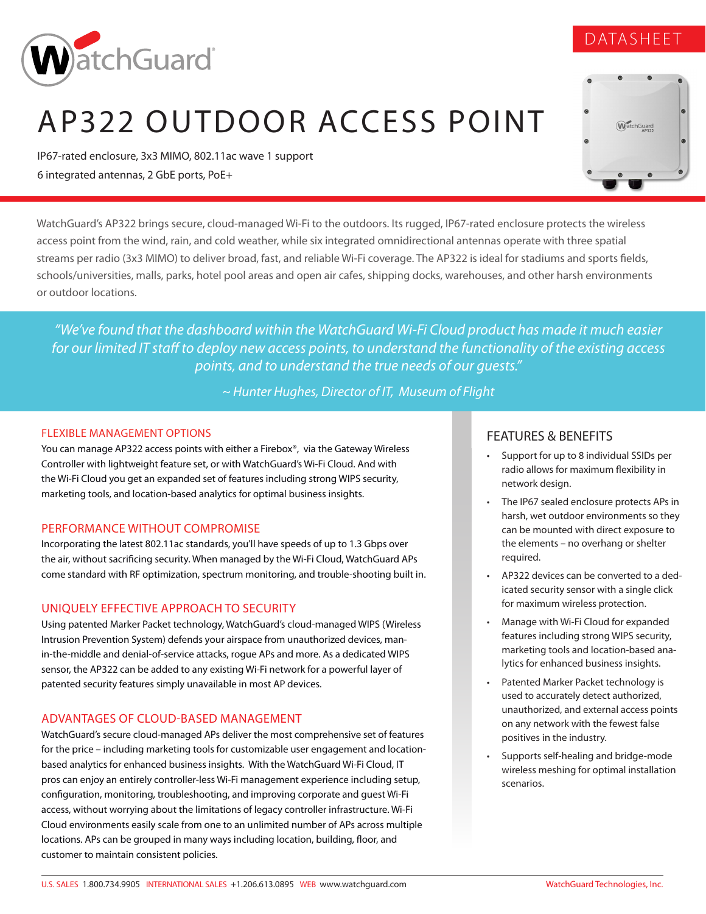DATASHEET

# AP322 OUTDOOR ACCESS POINT

IP67-rated enclosure, 3x3 MIMO, 802.11ac wave 1 support

6 integrated antennas, 2 GbE ports, PoE+

WatchGuard's AP322 brings secure, cloud-managed Wi-Fi to the outdoors. Its rugged, IP67-rated enclosure protects the wireless access point from the wind, rain, and cold weather, while six integrated omnidirectional antennas operate with three spatial streams per radio (3x3 MIMO) to deliver broad, fast, and reliable Wi-Fi coverage. The AP322 is ideal for stadiums and sports fields, schools/universities, malls, parks, hotel pool areas and open air cafes, shipping docks, warehouses, and other harsh environments or outdoor locations.

> *"We've found that the dashboard within the WatchGuard Wi-Fi Cloud product has made it much easier for our limited IT staff to deploy new access points, to understand the functionality of the existing access points, and to understand the true needs of our guests."*
>
> *~ Hunter Hughes, Director of IT, Museum of Flight*

## FLEXIBLE MANAGEMENT OPTIONS

You can manage AP322 access points with either a Firebox®, via the Gateway Wireless Controller with lightweight feature set, or with WatchGuard's Wi-Fi Cloud. And with the Wi-Fi Cloud you get an expanded set of features including strong WIPS security, marketing tools, and location-based analytics for optimal business insights.

## PERFORMANCE WITHOUT COMPROMISE

Incorporating the latest 802.11ac standards, you'll have speeds of up to 1.3 Gbps over the air, without sacrificing security. When managed by the Wi-Fi Cloud, WatchGuard APs come standard with RF optimization, spectrum monitoring, and trouble-shooting built in.

## UNIQUELY EFFECTIVE APPROACH TO SECURITY

Using patented Marker Packet technology, WatchGuard's cloud-managed WIPS (Wireless Intrusion Prevention System) defends your airspace from unauthorized devices, man-in-the-middle and denial-of-service attacks, rogue APs and more. As a dedicated WIPS sensor, the AP322 can be added to any existing Wi-Fi network for a powerful layer of patented security features simply unavailable in most AP devices.

## ADVANTAGES OF CLOUD-BASED MANAGEMENT

WatchGuard's secure cloud-managed APs deliver the most comprehensive set of features for the price – including marketing tools for customizable user engagement and location-based analytics for enhanced business insights. With the WatchGuard Wi-Fi Cloud, IT pros can enjoy an entirely controller-less Wi-Fi management experience including setup, configuration, monitoring, troubleshooting, and improving corporate and guest Wi-Fi access, without worrying about the limitations of legacy controller infrastructure. Wi-Fi Cloud environments easily scale from one to an unlimited number of APs across multiple locations. APs can be grouped in many ways including location, building, floor, and customer to maintain consistent policies.

## FEATURES & BENEFITS

- Support for up to 8 individual SSIDs per radio allows for maximum flexibility in network design.
- The IP67 sealed enclosure protects APs in harsh, wet outdoor environments so they can be mounted with direct exposure to the elements – no overhang or shelter required.
- AP322 devices can be converted to a dedicated security sensor with a single click for maximum wireless protection.
- Manage with Wi-Fi Cloud for expanded features including strong WIPS security, marketing tools and location-based analytics for enhanced business insights.
- Patented Marker Packet technology is used to accurately detect authorized, unauthorized, and external access points on any network with the fewest false positives in the industry.
- Supports self-healing and bridge-mode wireless meshing for optimal installation scenarios.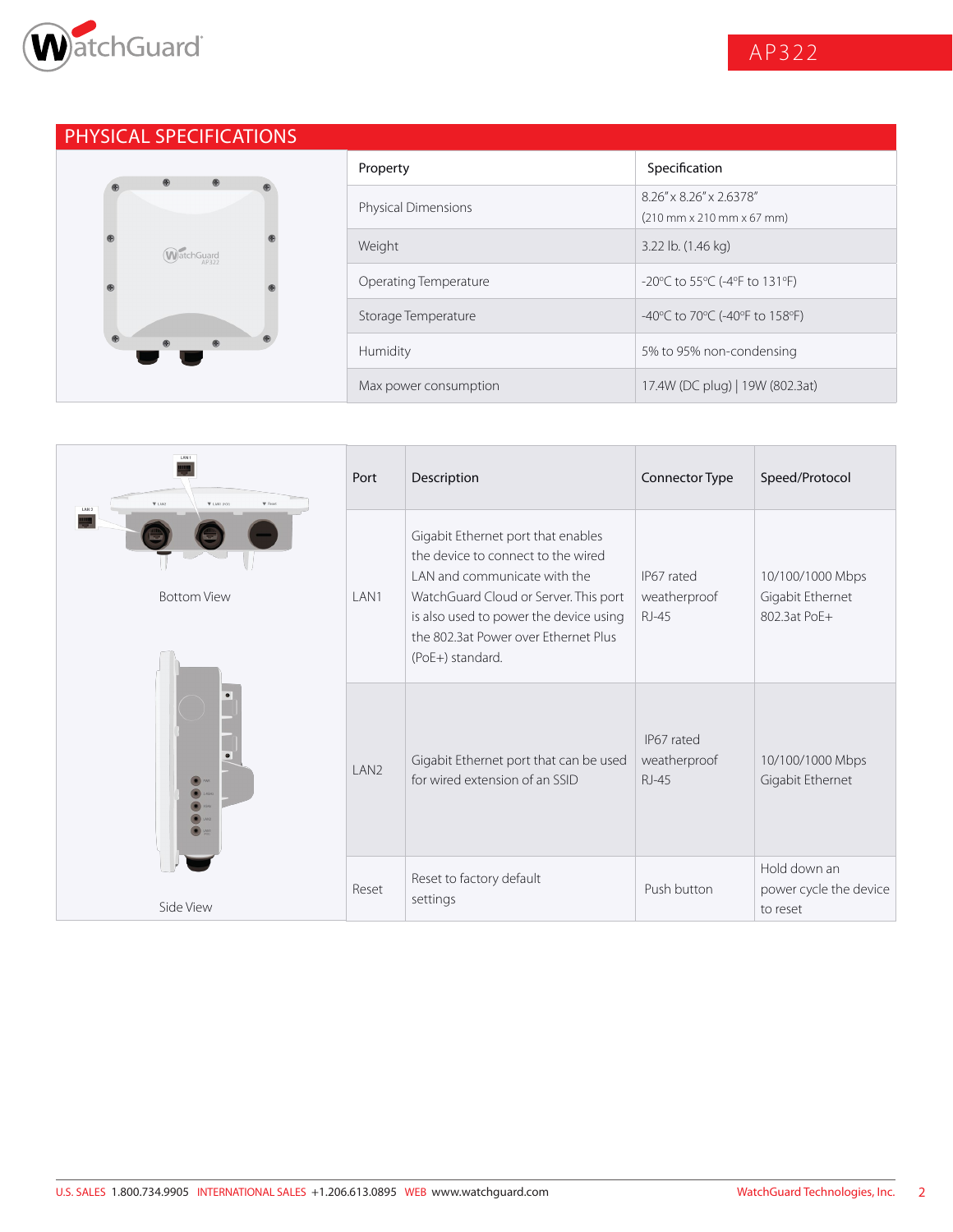## PHYSICAL SPECIFICATIONS

| Property | Specification |
|---|---|
| Physical Dimensions | 8.26" x 8.26" x 2.6378" (210 mm x 210 mm x 67 mm) |
| Weight | 3.22 lb. (1.46 kg) |
| Operating Temperature | -20°C to 55°C (-4°F to 131°F) |
| Storage Temperature | -40°C to 70°C (-40°F to 158°F) |
| Humidity | 5% to 95% non-condensing |
| Max power consumption | 17.4W (DC plug) \| 19W (802.3at) |

Bottom View

Side View

| Port | Description | Connector Type | Speed/Protocol |
|---|---|---|---|
| LAN1 | Gigabit Ethernet port that enables the device to connect to the wired LAN and communicate with the WatchGuard Cloud or Server. This port is also used to power the device using the 802.3at Power over Ethernet Plus (PoE+) standard. | IP67 rated weatherproof RJ-45 | 10/100/1000 Mbps Gigabit Ethernet 802.3at PoE+ |
| LAN2 | Gigabit Ethernet port that can be used for wired extension of an SSID | IP67 rated weatherproof RJ-45 | 10/100/1000 Mbps Gigabit Ethernet |
| Reset | Reset to factory default settings | Push button | Hold down an power cycle the device to reset |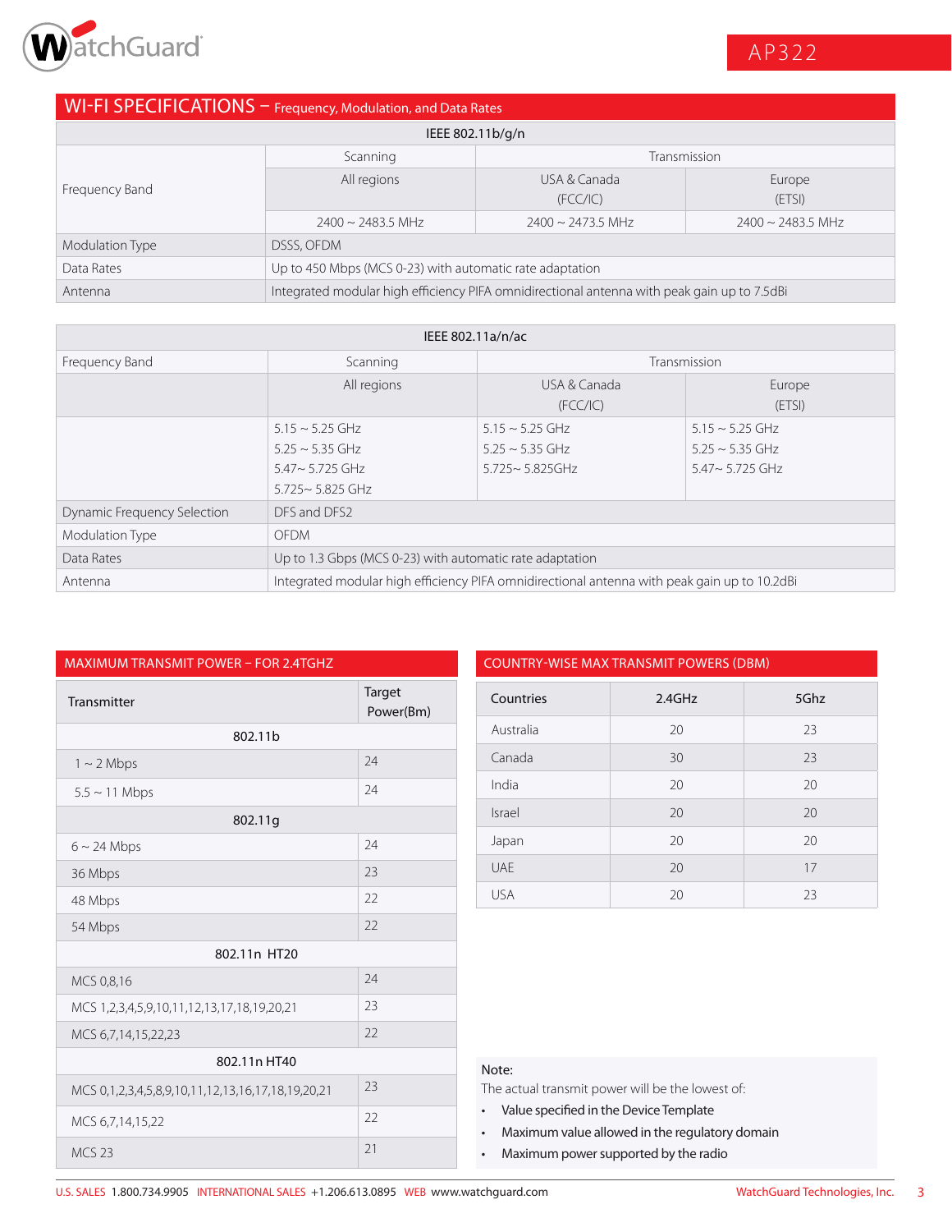## WI-FI SPECIFICATIONS – Frequency, Modulation, and Data Rates

| IEEE 802.11b/g/n | | | |
|---|---|---|---|
| | Scanning | Transmission | |
| Frequency Band | All regions | USA & Canada (FCC/IC) | Europe (ETSI) |
| | 2400 ~ 2483.5 MHz | 2400 ~ 2473.5 MHz | 2400 ~ 2483.5 MHz |
| Modulation Type | DSSS, OFDM | | |
| Data Rates | Up to 450 Mbps (MCS 0-23) with automatic rate adaptation | | |
| Antenna | Integrated modular high efficiency PIFA omnidirectional antenna with peak gain up to 7.5dBi | | |

| IEEE 802.11a/n/ac | | | |
|---|---|---|---|
| Frequency Band | Scanning | Transmission | |
| | All regions | USA & Canada (FCC/IC) | Europe (ETSI) |
| | 5.15 ~ 5.25 GHz<br>5.25 ~ 5.35 GHz<br>5.47~ 5.725 GHz<br>5.725~ 5.825 GHz | 5.15 ~ 5.25 GHz<br>5.25 ~ 5.35 GHz<br>5.725~ 5.825GHz | 5.15 ~ 5.25 GHz<br>5.25 ~ 5.35 GHz<br>5.47~ 5.725 GHz |
| Dynamic Frequency Selection | DFS and DFS2 | | |
| Modulation Type | OFDM | | |
| Data Rates | Up to 1.3 Gbps (MCS 0-23) with automatic rate adaptation | | |
| Antenna | Integrated modular high efficiency PIFA omnidirectional antenna with peak gain up to 10.2dBi | | |

### MAXIMUM TRANSMIT POWER – FOR 2.4TGHZ

| Transmitter | Target Power(Bm) |
|---|---|
| **802.11b** | |
| 1 ~ 2 Mbps | 24 |
| 5.5 ~ 11 Mbps | 24 |
| **802.11g** | |
| 6 ~ 24 Mbps | 24 |
| 36 Mbps | 23 |
| 48 Mbps | 22 |
| 54 Mbps | 22 |
| **802.11n HT20** | |
| MCS 0,8,16 | 24 |
| MCS 1,2,3,4,5,9,10,11,12,13,17,18,19,20,21 | 23 |
| MCS 6,7,14,15,22,23 | 22 |
| **802.11n HT40** | |
| MCS 0,1,2,3,4,5,8,9,10,11,12,13,16,17,18,19,20,21 | 23 |
| MCS 6,7,14,15,22 | 22 |
| MCS 23 | 21 |

### COUNTRY-WISE MAX TRANSMIT POWERS (DBM)

| Countries | 2.4GHz | 5Ghz |
|---|---|---|
| Australia | 20 | 23 |
| Canada | 30 | 23 |
| India | 20 | 20 |
| Israel | 20 | 20 |
| Japan | 20 | 20 |
| UAE | 20 | 17 |
| USA | 20 | 23 |

Note:
The actual transmit power will be the lowest of:

- Value specified in the Device Template
- Maximum value allowed in the regulatory domain
- Maximum power supported by the radio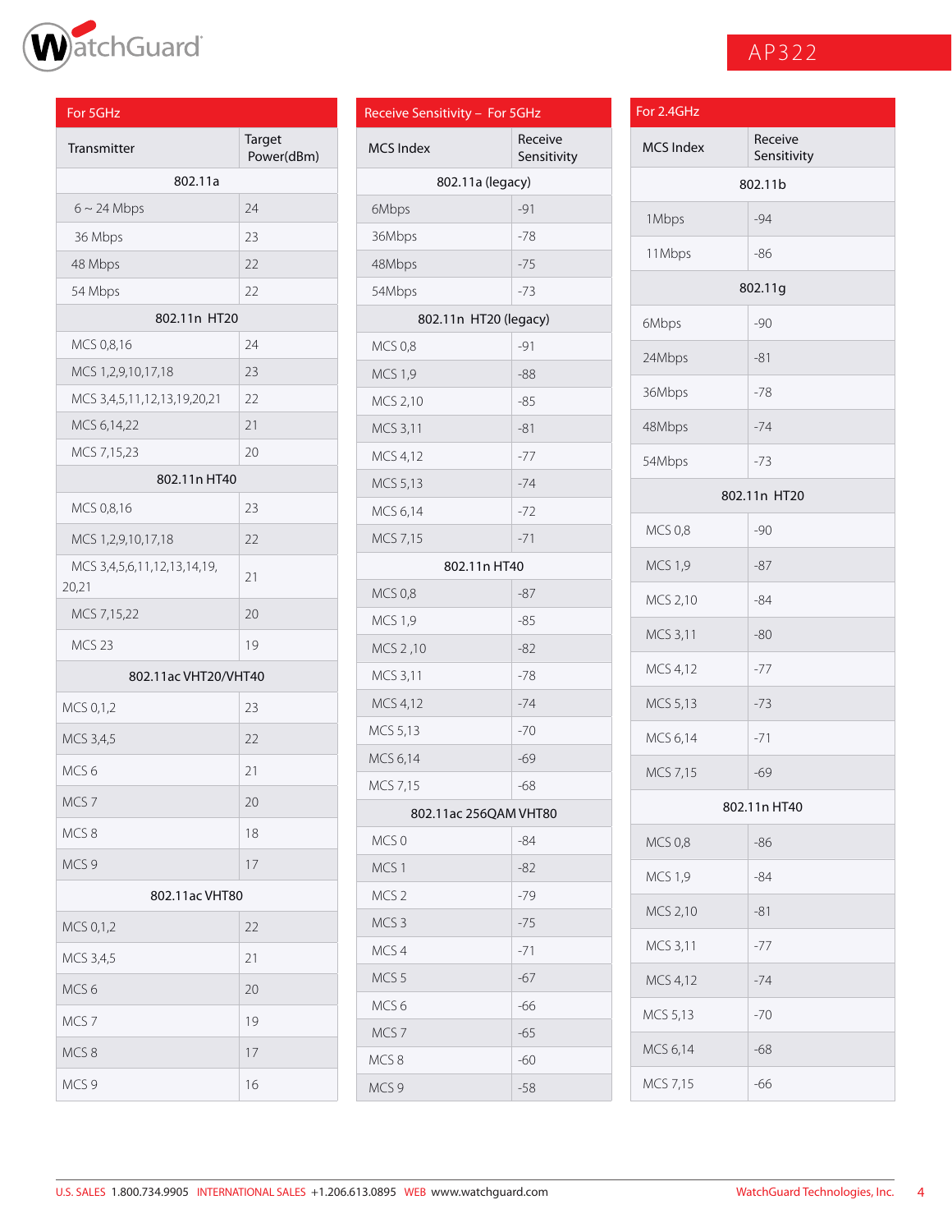## For 5GHz

| Transmitter | Target Power(dBm) |
|---|---|
| 802.11a | |
| 6 ~ 24 Mbps | 24 |
| 36 Mbps | 23 |
| 48 Mbps | 22 |
| 54 Mbps | 22 |
| 802.11n HT20 | |
| MCS 0,8,16 | 24 |
| MCS 1,2,9,10,17,18 | 23 |
| MCS 3,4,5,11,12,13,19,20,21 | 22 |
| MCS 6,14,22 | 21 |
| MCS 7,15,23 | 20 |
| 802.11n HT40 | |
| MCS 0,8,16 | 23 |
| MCS 1,2,9,10,17,18 | 22 |
| MCS 3,4,5,6,11,12,13,14,19,20,21 | 21 |
| MCS 7,15,22 | 20 |
| MCS 23 | 19 |
| 802.11ac VHT20/VHT40 | |
| MCS 0,1,2 | 23 |
| MCS 3,4,5 | 22 |
| MCS 6 | 21 |
| MCS 7 | 20 |
| MCS 8 | 18 |
| MCS 9 | 17 |
| 802.11ac VHT80 | |
| MCS 0,1,2 | 22 |
| MCS 3,4,5 | 21 |
| MCS 6 | 20 |
| MCS 7 | 19 |
| MCS 8 | 17 |
| MCS 9 | 16 |

## Receive Sensitivity – For 5GHz

| MCS Index | Receive Sensitivity |
|---|---|
| 802.11a (legacy) | |
| 6Mbps | -91 |
| 36Mbps | -78 |
| 48Mbps | -75 |
| 54Mbps | -73 |
| 802.11n HT20 (legacy) | |
| MCS 0,8 | -91 |
| MCS 1,9 | -88 |
| MCS 2,10 | -85 |
| MCS 3,11 | -81 |
| MCS 4,12 | -77 |
| MCS 5,13 | -74 |
| MCS 6,14 | -72 |
| MCS 7,15 | -71 |
| 802.11n HT40 | |
| MCS 0,8 | -87 |
| MCS 1,9 | -85 |
| MCS 2 ,10 | -82 |
| MCS 3,11 | -78 |
| MCS 4,12 | -74 |
| MCS 5,13 | -70 |
| MCS 6,14 | -69 |
| MCS 7,15 | -68 |
| 802.11ac 256QAM VHT80 | |
| MCS 0 | -84 |
| MCS 1 | -82 |
| MCS 2 | -79 |
| MCS 3 | -75 |
| MCS 4 | -71 |
| MCS 5 | -67 |
| MCS 6 | -66 |
| MCS 7 | -65 |
| MCS 8 | -60 |
| MCS 9 | -58 |

## For 2.4GHz

| MCS Index | Receive Sensitivity |
|---|---|
| 802.11b | |
| 1Mbps | -94 |
| 11Mbps | -86 |
| 802.11g | |
| 6Mbps | -90 |
| 24Mbps | -81 |
| 36Mbps | -78 |
| 48Mbps | -74 |
| 54Mbps | -73 |
| 802.11n HT20 | |
| MCS 0,8 | -90 |
| MCS 1,9 | -87 |
| MCS 2,10 | -84 |
| MCS 3,11 | -80 |
| MCS 4,12 | -77 |
| MCS 5,13 | -73 |
| MCS 6,14 | -71 |
| MCS 7,15 | -69 |
| 802.11n HT40 | |
| MCS 0,8 | -86 |
| MCS 1,9 | -84 |
| MCS 2,10 | -81 |
| MCS 3,11 | -77 |
| MCS 4,12 | -74 |
| MCS 5,13 | -70 |
| MCS 6,14 | -68 |
| MCS 7,15 | -66 |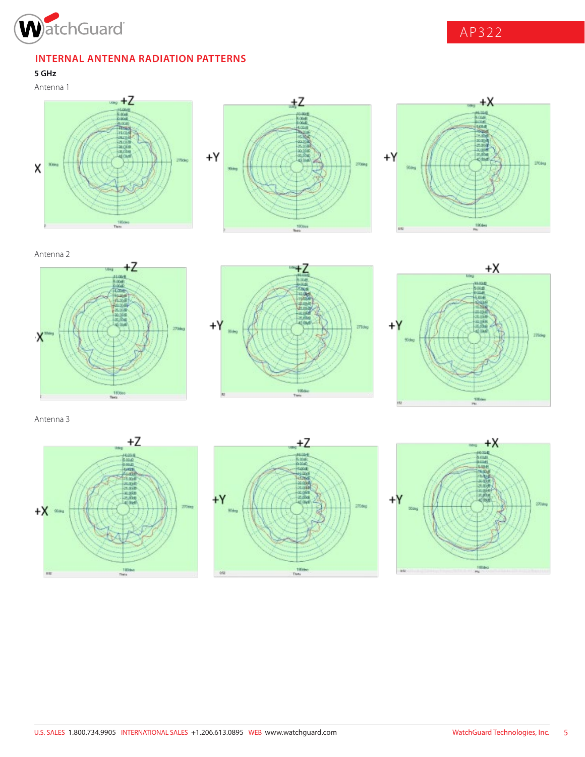## INTERNAL ANTENNA RADIATION PATTERNS

**5 GHz**

Antenna 1

Antenna 2

Antenna 3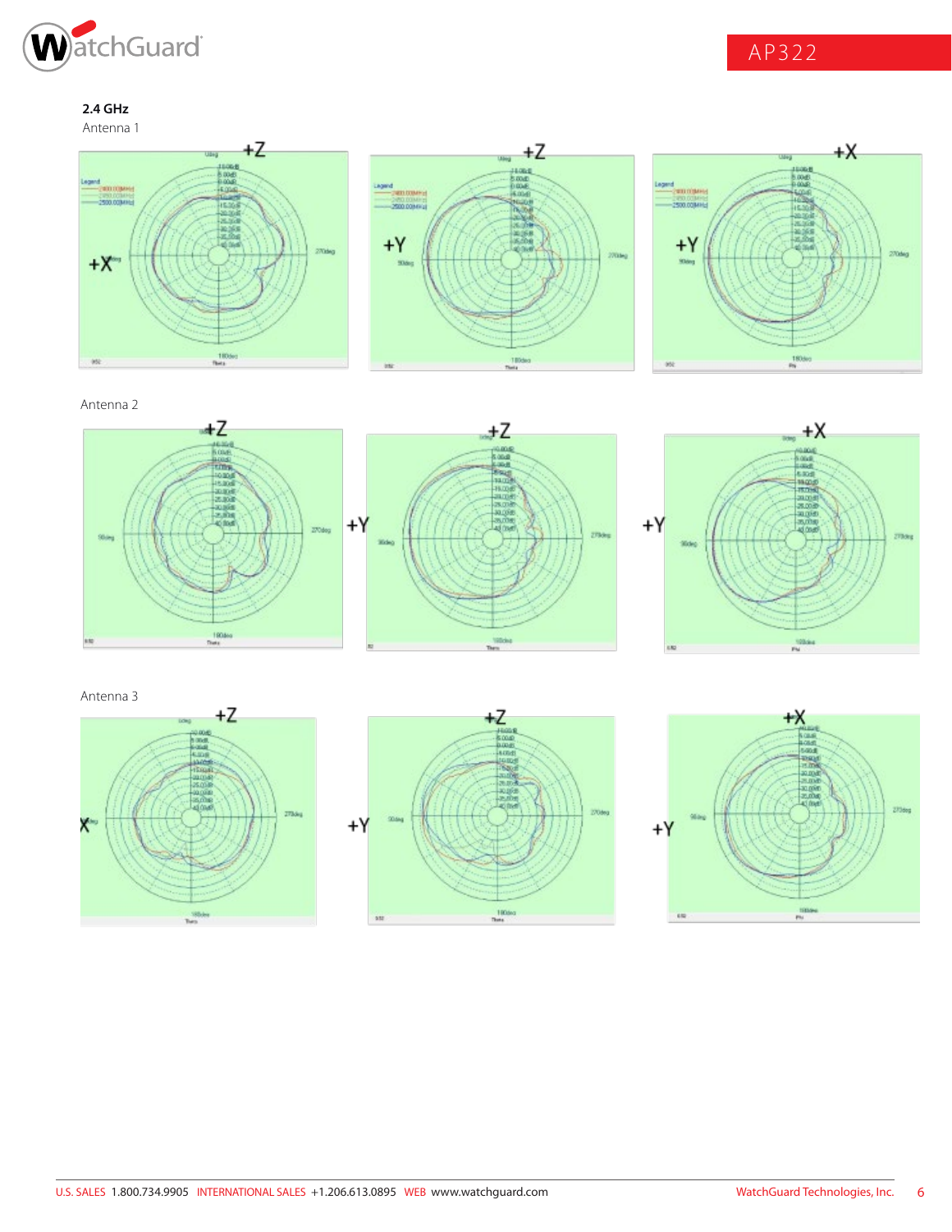**2.4 GHz**

Antenna 1

Antenna 2

Antenna 3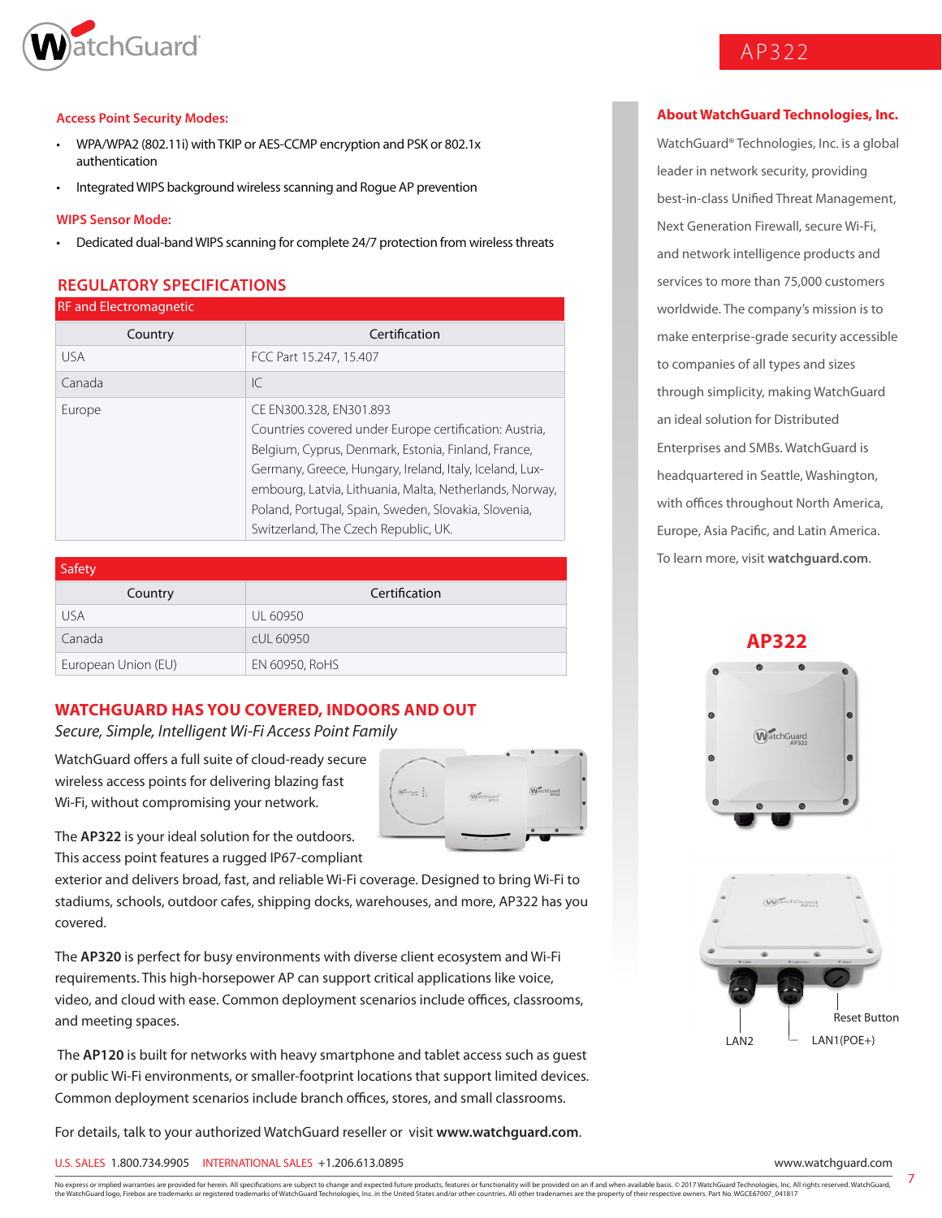### Access Point Security Modes:

- WPA/WPA2 (802.11i) with TKIP or AES-CCMP encryption and PSK or 802.1x authentication
- Integrated WIPS background wireless scanning and Rogue AP prevention

### WIPS Sensor Mode:

- Dedicated dual-band WIPS scanning for complete 24/7 protection from wireless threats

## REGULATORY SPECIFICATIONS

**RF and Electromagnetic**

| Country | Certification |
|---|---|
| USA | FCC Part 15.247, 15.407 |
| Canada | IC |
| Europe | CE EN300.328, EN301.893<br>Countries covered under Europe certification: Austria, Belgium, Cyprus, Denmark, Estonia, Finland, France, Germany, Greece, Hungary, Ireland, Italy, Iceland, Luxembourg, Latvia, Lithuania, Malta, Netherlands, Norway, Poland, Portugal, Spain, Sweden, Slovakia, Slovenia, Switzerland, The Czech Republic, UK. |

**Safety**

| Country | Certification |
|---|---|
| USA | UL 60950 |
| Canada | cUL 60950 |
| European Union (EU) | EN 60950, RoHS |

## WATCHGUARD HAS YOU COVERED, INDOORS AND OUT

*Secure, Simple, Intelligent Wi-Fi Access Point Family*

WatchGuard offers a full suite of cloud-ready secure wireless access points for delivering blazing fast Wi-Fi, without compromising your network.

The **AP322** is your ideal solution for the outdoors. This access point features a rugged IP67-compliant exterior and delivers broad, fast, and reliable Wi-Fi coverage. Designed to bring Wi-Fi to stadiums, schools, outdoor cafes, shipping docks, warehouses, and more, AP322 has you covered.

The **AP320** is perfect for busy environments with diverse client ecosystem and Wi-Fi requirements. This high-horsepower AP can support critical applications like voice, video, and cloud with ease. Common deployment scenarios include offices, classrooms, and meeting spaces.

The **AP120** is built for networks with heavy smartphone and tablet access such as guest or public Wi-Fi environments, or smaller-footprint locations that support limited devices. Common deployment scenarios include branch offices, stores, and small classrooms.

For details, talk to your authorized WatchGuard reseller or visit **www.watchguard.com**.

### About WatchGuard Technologies, Inc.

WatchGuard® Technologies, Inc. is a global leader in network security, providing best-in-class Unified Threat Management, Next Generation Firewall, secure Wi-Fi, and network intelligence products and services to more than 75,000 customers worldwide. The company's mission is to make enterprise-grade security accessible to companies of all types and sizes through simplicity, making WatchGuard an ideal solution for Distributed Enterprises and SMBs. WatchGuard is headquartered in Seattle, Washington, with offices throughout North America, Europe, Asia Pacific, and Latin America. To learn more, visit **watchguard.com**.

### AP322

Reset Button

LAN2

LAN1(POE+)

U.S. SALES 1.800.734.9905 INTERNATIONAL SALES +1.206.613.0895 www.watchguard.com

No express or implied warranties are provided for herein. All specifications are subject to change and expected future products, features or functionality will be provided on an if and when available basis. © 2017 WatchGuard Technologies, Inc. All rights reserved. WatchGuard, the WatchGuard logo, Firebox are trademarks or registered trademarks of WatchGuard Technologies, Inc. in the United States and/or other countries. All other tradenames are the property of their respective owners. Part No. WGCE67007_041817